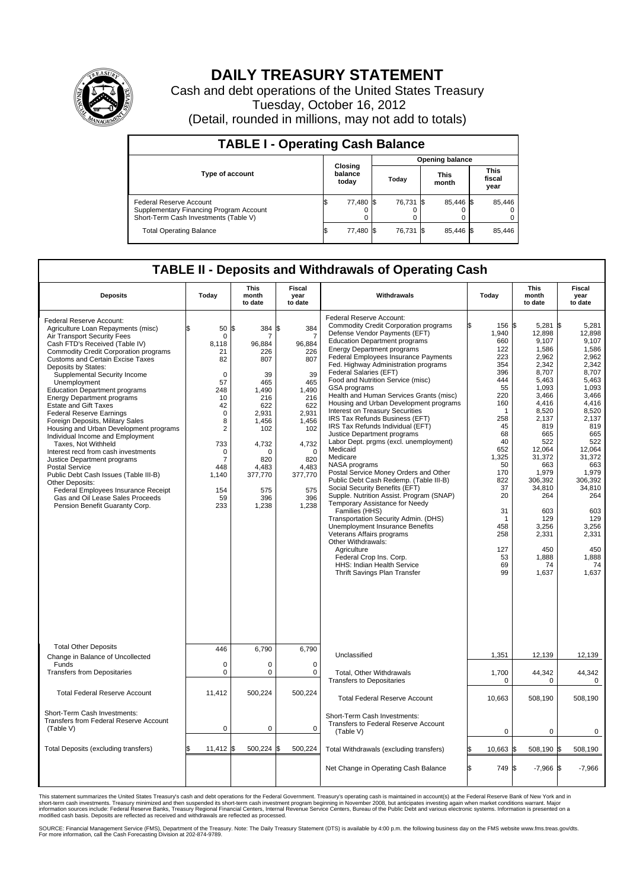# DAILY TREASURY STATEMENT

Cash and debt operations of the United States Treasury

Tuesday, October 16, 2012

(Detail, rounded in millions, may not add to totals)

## TABLE I - Operating Cash Balance

| Type of account | Closing balance today | Opening balance Today | Opening balance This month | Opening balance This fiscal year |
|---|---|---|---|---|
| Federal Reserve Account | $ 77,480 | $ 76,731 | $ 85,446 | $ 85,446 |
| Supplementary Financing Program Account | 0 | 0 | 0 | 0 |
| Short-Term Cash Investments (Table V) | 0 | 0 | 0 | 0 |
| Total Operating Balance | $ 77,480 | $ 76,731 | $ 85,446 | $ 85,446 |

## TABLE II - Deposits and Withdrawals of Operating Cash

| Deposits | Today | This month to date | Fiscal year to date | Withdrawals | Today | This month to date | Fiscal year to date |
|---|---|---|---|---|---|---|---|
| Federal Reserve Account: | | | | Federal Reserve Account: | | | |
| Agriculture Loan Repayments (misc) | $ 50 | $ 384 | $ 384 | Commodity Credit Corporation programs | $ 156 | $ 5,281 | $ 5,281 |
| Air Transport Security Fees | 0 | 7 | 7 | Defense Vendor Payments (EFT) | 1,940 | 12,898 | 12,898 |
| Cash FTD's Received (Table IV) | 8,118 | 96,884 | 96,884 | Education Department programs | 660 | 9,107 | 9,107 |
| Commodity Credit Corporation programs | 21 | 226 | 226 | Energy Department programs | 122 | 1,586 | 1,586 |
| Customs and Certain Excise Taxes | 82 | 807 | 807 | Federal Employees Insurance Payments | 223 | 2,962 | 2,962 |
| Deposits by States: | | | | Fed. Highway Administration programs | 354 | 2,342 | 2,342 |
| Supplemental Security Income | 0 | 39 | 39 | Federal Salaries (EFT) | 396 | 8,707 | 8,707 |
| Unemployment | 57 | 465 | 465 | Food and Nutrition Service (misc) | 444 | 5,463 | 5,463 |
| Education Department programs | 248 | 1,490 | 1,490 | GSA programs | 55 | 1,093 | 1,093 |
| Energy Department programs | 10 | 216 | 216 | Health and Human Services Grants (misc) | 220 | 3,466 | 3,466 |
| Estate and Gift Taxes | 42 | 622 | 622 | Housing and Urban Development programs | 160 | 4,416 | 4,416 |
| Federal Reserve Earnings | 0 | 2,931 | 2,931 | Interest on Treasury Securities | 1 | 8,520 | 8,520 |
| Foreign Deposits, Military Sales | 8 | 1,456 | 1,456 | IRS Tax Refunds Business (EFT) | 258 | 2,137 | 2,137 |
| Housing and Urban Development programs | 2 | 102 | 102 | IRS Tax Refunds Individual (EFT) | 45 | 819 | 819 |
| Individual Income and Employment Taxes, Not Withheld | 733 | 4,732 | 4,732 | Justice Department programs | 68 | 665 | 665 |
| Interest recd from cash investments | 0 | 0 | 0 | Labor Dept. prgms (excl. unemployment) | 40 | 522 | 522 |
| Justice Department programs | 7 | 820 | 820 | Medicaid | 652 | 12,064 | 12,064 |
| Postal Service | 448 | 4,483 | 4,483 | Medicare | 1,325 | 31,372 | 31,372 |
| Public Debt Cash Issues (Table III-B) | 1,140 | 377,770 | 377,770 | NASA programs | 50 | 663 | 663 |
| Other Deposits: | | | | Postal Service Money Orders and Other | 170 | 1,979 | 1,979 |
| Federal Employees Insurance Receipt | 154 | 575 | 575 | Public Debt Cash Redemp. (Table III-B) | 822 | 306,392 | 306,392 |
| Gas and Oil Lease Sales Proceeds | 59 | 396 | 396 | Social Security Benefits (EFT) | 37 | 34,810 | 34,810 |
| Pension Benefit Guaranty Corp. | 233 | 1,238 | 1,238 | Supple. Nutrition Assist. Program (SNAP) | 20 | 264 | 264 |
| | | | | Temporary Assistance for Needy Families (HHS) | 31 | 603 | 603 |
| | | | | Transportation Security Admin. (DHS) | 1 | 129 | 129 |
| | | | | Unemployment Insurance Benefits | 458 | 3,256 | 3,256 |
| | | | | Veterans Affairs programs | 258 | 2,331 | 2,331 |
| | | | | Other Withdrawals: | | | |
| | | | | Agriculture | 127 | 450 | 450 |
| | | | | Federal Crop Ins. Corp. | 53 | 1,888 | 1,888 |
| | | | | HHS: Indian Health Service | 69 | 74 | 74 |
| | | | | Thrift Savings Plan Transfer | 99 | 1,637 | 1,637 |
| Total Other Deposits | 446 | 6,790 | 6,790 | Unclassified | 1,351 | 12,139 | 12,139 |
| Change in Balance of Uncollected Funds | 0 | 0 | 0 | | | | |
| Transfers from Depositaries | 0 | 0 | 0 | Total, Other Withdrawals | 1,700 | 44,342 | 44,342 |
| | | | | Transfers to Depositaries | 0 | 0 | 0 |
| Total Federal Reserve Account | 11,412 | 500,224 | 500,224 | Total Federal Reserve Account | 10,663 | 508,190 | 508,190 |
| Short-Term Cash Investments: Transfers from Federal Reserve Account (Table V) | 0 | 0 | 0 | Short-Term Cash Investments: Transfers to Federal Reserve Account (Table V) | 0 | 0 | 0 |
| Total Deposits (excluding transfers) | $ 11,412 | $ 500,224 | $ 500,224 | Total Withdrawals (excluding transfers) | $ 10,663 | $ 508,190 | $ 508,190 |
| | | | | Net Change in Operating Cash Balance | $ 749 | $ -7,966 | $ -7,966 |

This statement summarizes the United States Treasury's cash and debt operations for the Federal Government. Treasury's operating cash is maintained in account(s) at the Federal Reserve Bank of New York and in short-term cash investments. Treasury minimized and then suspended its short-term cash investment program beginning in November 2008, but anticipates investing again when market conditions warrant. Major information sources include: Federal Reserve Banks, Treasury Regional Financial Centers, Internal Revenue Service Centers, Bureau of the Public Debt and various electronic systems. Information is presented on a modified cash basis. Deposits are reflected as received and withdrawals are reflected as processed.

SOURCE: Financial Management Service (FMS), Department of the Treasury. Note: The Daily Treasury Statement (DTS) is available by 4:00 p.m. the following business day on the FMS website www.fms.treas.gov/dts. For more information, call the Cash Forecasting Division at 202-874-9789.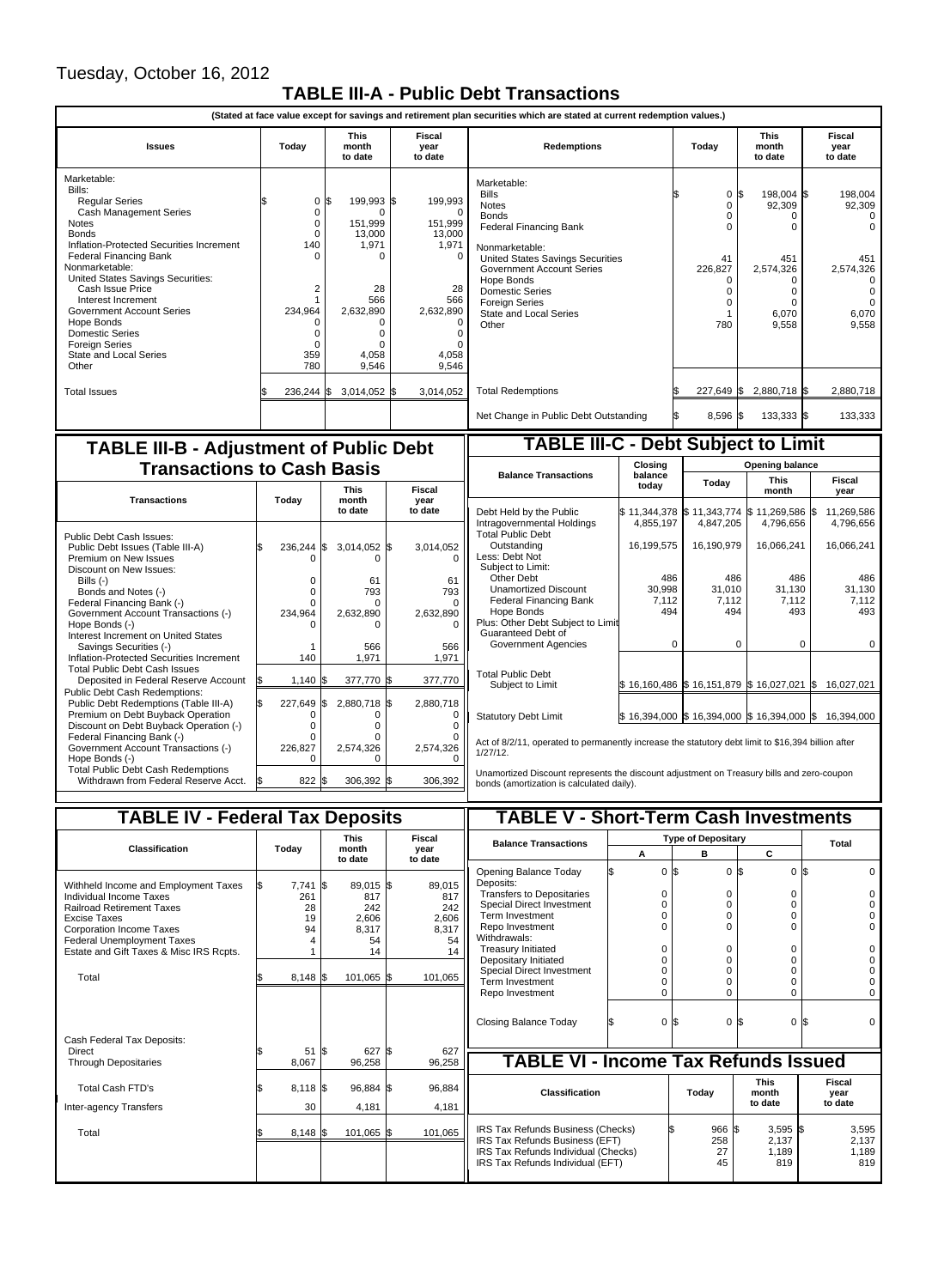Tuesday, October 16, 2012

# TABLE III-A - Public Debt Transactions

(Stated at face value except for savings and retirement plan securities which are stated at current redemption values.)

| Issues | Today | This month to date | Fiscal year to date |
|---|---|---|---|
| Marketable: | | | |
| Bills: | | | |
| Regular Series | $ 0 | $ 199,993 | $ 199,993 |
| Cash Management Series | 0 | 0 | 0 |
| Notes | 0 | 151,999 | 151,999 |
| Bonds | 0 | 13,000 | 13,000 |
| Inflation-Protected Securities Increment | 140 | 1,971 | 1,971 |
| Federal Financing Bank | 0 | 0 | 0 |
| Nonmarketable: | | | |
| United States Savings Securities: | | | |
| Cash Issue Price | 2 | 28 | 28 |
| Interest Increment | 1 | 566 | 566 |
| Government Account Series | 234,964 | 2,632,890 | 2,632,890 |
| Hope Bonds | 0 | 0 | 0 |
| Domestic Series | 0 | 0 | 0 |
| Foreign Series | 0 | 0 | 0 |
| State and Local Series | 359 | 4,058 | 4,058 |
| Other | 780 | 9,546 | 9,546 |
| Total Issues | $ 236,244 | $ 3,014,052 | $ 3,014,052 |

| Redemptions | Today | This month to date | Fiscal year to date |
|---|---|---|---|
| Marketable: | | | |
| Bills | $ 0 | $ 198,004 | $ 198,004 |
| Notes | 0 | 92,309 | 92,309 |
| Bonds | 0 | 0 | 0 |
| Federal Financing Bank | 0 | 0 | 0 |
| Nonmarketable: | | | |
| United States Savings Securities | 41 | 451 | 451 |
| Government Account Series | 226,827 | 2,574,326 | 2,574,326 |
| Hope Bonds | 0 | 0 | 0 |
| Domestic Series | 0 | 0 | 0 |
| Foreign Series | 0 | 0 | 0 |
| State and Local Series | 1 | 6,070 | 6,070 |
| Other | 780 | 9,558 | 9,558 |
| Total Redemptions | $ 227,649 | $ 2,880,718 | $ 2,880,718 |
| Net Change in Public Debt Outstanding | $ 8,596 | $ 133,333 | $ 133,333 |

# TABLE III-B - Adjustment of Public Debt Transactions to Cash Basis

| Transactions | Today | This month to date | Fiscal year to date |
|---|---|---|---|
| Public Debt Cash Issues: | | | |
| Public Debt Issues (Table III-A) | $ 236,244 | $ 3,014,052 | $ 3,014,052 |
| Premium on New Issues | 0 | 0 | 0 |
| Discount on New Issues: | | | |
| Bills (-) | 0 | 61 | 61 |
| Bonds and Notes (-) | 0 | 793 | 793 |
| Federal Financing Bank (-) | 0 | 0 | 0 |
| Government Account Transactions (-) | 234,964 | 2,632,890 | 2,632,890 |
| Hope Bonds (-) | 0 | 0 | 0 |
| Interest Increment on United States Savings Securities (-) | 1 | 566 | 566 |
| Inflation-Protected Securities Increment | 140 | 1,971 | 1,971 |
| Total Public Debt Cash Issues Deposited in Federal Reserve Account | $ 1,140 | $ 377,770 | $ 377,770 |
| Public Debt Cash Redemptions: | | | |
| Public Debt Redemptions (Table III-A) | $ 227,649 | $ 2,880,718 | $ 2,880,718 |
| Premium on Debt Buyback Operation | 0 | 0 | 0 |
| Discount on Debt Buyback Operation (-) | 0 | 0 | 0 |
| Federal Financing Bank (-) | 0 | 0 | 0 |
| Government Account Transactions (-) | 226,827 | 2,574,326 | 2,574,326 |
| Hope Bonds (-) | 0 | 0 | 0 |
| Total Public Debt Cash Redemptions Withdrawn from Federal Reserve Acct. | $ 822 | $ 306,392 | $ 306,392 |

# TABLE III-C - Debt Subject to Limit

| Balance Transactions | Closing balance today | Opening balance Today | Opening balance This month | Opening balance Fiscal year |
|---|---|---|---|---|
| Debt Held by the Public | $ 11,344,378 | $ 11,343,774 | $ 11,269,586 | $ 11,269,586 |
| Intragovernmental Holdings | 4,855,197 | 4,847,205 | 4,796,656 | 4,796,656 |
| Total Public Debt Outstanding | 16,199,575 | 16,190,979 | 16,066,241 | 16,066,241 |
| Less: Debt Not Subject to Limit: | | | | |
| Other Debt | 486 | 486 | 486 | 486 |
| Unamortized Discount | 30,998 | 31,010 | 31,130 | 31,130 |
| Federal Financing Bank | 7,112 | 7,112 | 7,112 | 7,112 |
| Hope Bonds | 494 | 494 | 493 | 493 |
| Plus: Other Debt Subject to Limit | | | | |
| Guaranteed Debt of Government Agencies | 0 | 0 | 0 | 0 |
| Total Public Debt Subject to Limit | $ 16,160,486 | $ 16,151,879 | $ 16,027,021 | $ 16,027,021 |
| Statutory Debt Limit | $ 16,394,000 | $ 16,394,000 | $ 16,394,000 | $ 16,394,000 |

Act of 8/2/11, operated to permanently increase the statutory debt limit to $16,394 billion after 1/27/12.

Unamortized Discount represents the discount adjustment on Treasury bills and zero-coupon bonds (amortization is calculated daily).

# TABLE IV - Federal Tax Deposits

| Classification | Today | This month to date | Fiscal year to date |
|---|---|---|---|
| Withheld Income and Employment Taxes | $ 7,741 | $ 89,015 | $ 89,015 |
| Individual Income Taxes | 261 | 817 | 817 |
| Railroad Retirement Taxes | 28 | 242 | 242 |
| Excise Taxes | 19 | 2,606 | 2,606 |
| Corporation Income Taxes | 94 | 8,317 | 8,317 |
| Federal Unemployment Taxes | 4 | 54 | 54 |
| Estate and Gift Taxes & Misc IRS Rcpts. | 1 | 14 | 14 |
| Total | $ 8,148 | $ 101,065 | $ 101,065 |
| Cash Federal Tax Deposits: | | | |
| Direct | $ 51 | $ 627 | $ 627 |
| Through Depositaries | 8,067 | 96,258 | 96,258 |
| Total Cash FTD's | $ 8,118 | $ 96,884 | $ 96,884 |
| Inter-agency Transfers | 30 | 4,181 | 4,181 |
| Total | $ 8,148 | $ 101,065 | $ 101,065 |

# TABLE V - Short-Term Cash Investments

| Balance Transactions | Type of Depositary A | Type of Depositary B | Type of Depositary C | Total |
|---|---|---|---|---|
| Opening Balance Today | $ 0 | $ 0 | $ 0 | $ 0 |
| Deposits: | | | | |
| Transfers to Depositaries | 0 | 0 | 0 | 0 |
| Special Direct Investment | 0 | 0 | 0 | 0 |
| Term Investment | 0 | 0 | 0 | 0 |
| Repo Investment | 0 | 0 | 0 | 0 |
| Withdrawals: | | | | |
| Treasury Initiated | 0 | 0 | 0 | 0 |
| Depositary Initiated | 0 | 0 | 0 | 0 |
| Special Direct Investment | 0 | 0 | 0 | 0 |
| Term Investment | 0 | 0 | 0 | 0 |
| Repo Investment | 0 | 0 | 0 | 0 |
| Closing Balance Today | $ 0 | $ 0 | $ 0 | $ 0 |

# TABLE VI - Income Tax Refunds Issued

| Classification | Today | This month to date | Fiscal year to date |
|---|---|---|---|
| IRS Tax Refunds Business (Checks) | $ 966 | $ 3,595 | $ 3,595 |
| IRS Tax Refunds Business (EFT) | 258 | 2,137 | 2,137 |
| IRS Tax Refunds Individual (Checks) | 27 | 1,189 | 1,189 |
| IRS Tax Refunds Individual (EFT) | 45 | 819 | 819 |